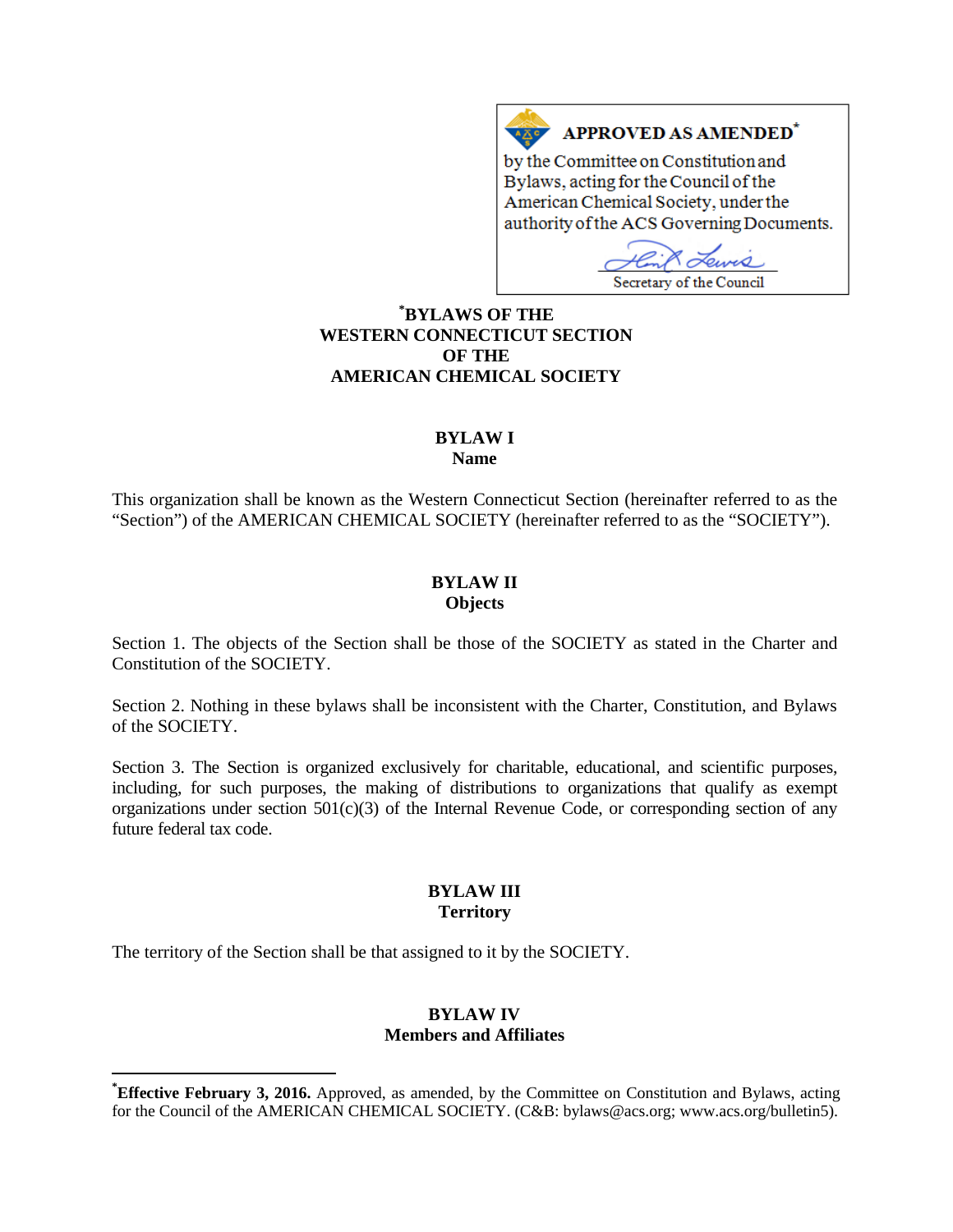**APPROVED AS AMENDED***

by the Committee on Constitution and Bylaws, acting for the Council of the American Chemical Society, under the authority of the ACS Governing Documents.

Secretary of the Council

# *BYLAWS OF THE WESTERN CONNECTICUT SECTION OF THE AMERICAN CHEMICAL SOCIETY

## BYLAW I
### Name

This organization shall be known as the Western Connecticut Section (hereinafter referred to as the "Section") of the AMERICAN CHEMICAL SOCIETY (hereinafter referred to as the "SOCIETY").

## BYLAW II
### Objects

Section 1. The objects of the Section shall be those of the SOCIETY as stated in the Charter and Constitution of the SOCIETY.

Section 2. Nothing in these bylaws shall be inconsistent with the Charter, Constitution, and Bylaws of the SOCIETY.

Section 3. The Section is organized exclusively for charitable, educational, and scientific purposes, including, for such purposes, the making of distributions to organizations that qualify as exempt organizations under section 501(c)(3) of the Internal Revenue Code, or corresponding section of any future federal tax code.

## BYLAW III
### Territory

The territory of the Section shall be that assigned to it by the SOCIETY.

## BYLAW IV
### Members and Affiliates

---

***Effective February 3, 2016.** Approved, as amended, by the Committee on Constitution and Bylaws, acting for the Council of the AMERICAN CHEMICAL SOCIETY. (C&B: bylaws@acs.org; www.acs.org/bulletin5).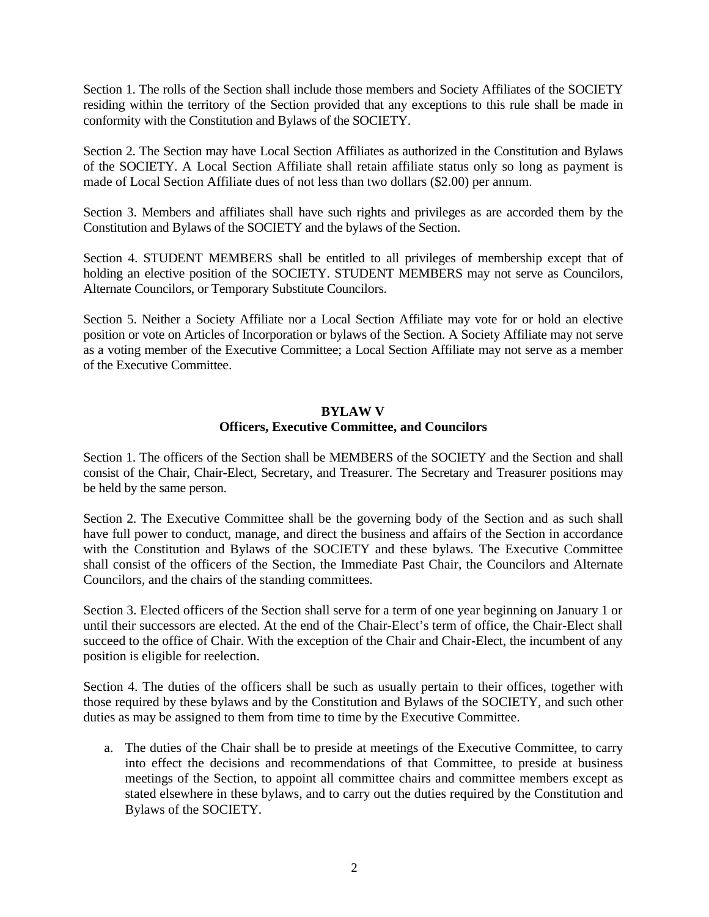Section 1. The rolls of the Section shall include those members and Society Affiliates of the SOCIETY residing within the territory of the Section provided that any exceptions to this rule shall be made in conformity with the Constitution and Bylaws of the SOCIETY.

Section 2. The Section may have Local Section Affiliates as authorized in the Constitution and Bylaws of the SOCIETY. A Local Section Affiliate shall retain affiliate status only so long as payment is made of Local Section Affiliate dues of not less than two dollars ($2.00) per annum.

Section 3. Members and affiliates shall have such rights and privileges as are accorded them by the Constitution and Bylaws of the SOCIETY and the bylaws of the Section.

Section 4. STUDENT MEMBERS shall be entitled to all privileges of membership except that of holding an elective position of the SOCIETY. STUDENT MEMBERS may not serve as Councilors, Alternate Councilors, or Temporary Substitute Councilors.

Section 5. Neither a Society Affiliate nor a Local Section Affiliate may vote for or hold an elective position or vote on Articles of Incorporation or bylaws of the Section. A Society Affiliate may not serve as a voting member of the Executive Committee; a Local Section Affiliate may not serve as a member of the Executive Committee.

## BYLAW V
## Officers, Executive Committee, and Councilors

Section 1. The officers of the Section shall be MEMBERS of the SOCIETY and the Section and shall consist of the Chair, Chair-Elect, Secretary, and Treasurer. The Secretary and Treasurer positions may be held by the same person.

Section 2. The Executive Committee shall be the governing body of the Section and as such shall have full power to conduct, manage, and direct the business and affairs of the Section in accordance with the Constitution and Bylaws of the SOCIETY and these bylaws. The Executive Committee shall consist of the officers of the Section, the Immediate Past Chair, the Councilors and Alternate Councilors, and the chairs of the standing committees.

Section 3. Elected officers of the Section shall serve for a term of one year beginning on January 1 or until their successors are elected. At the end of the Chair-Elect's term of office, the Chair-Elect shall succeed to the office of Chair. With the exception of the Chair and Chair-Elect, the incumbent of any position is eligible for reelection.

Section 4. The duties of the officers shall be such as usually pertain to their offices, together with those required by these bylaws and by the Constitution and Bylaws of the SOCIETY, and such other duties as may be assigned to them from time to time by the Executive Committee.

a. The duties of the Chair shall be to preside at meetings of the Executive Committee, to carry into effect the decisions and recommendations of that Committee, to preside at business meetings of the Section, to appoint all committee chairs and committee members except as stated elsewhere in these bylaws, and to carry out the duties required by the Constitution and Bylaws of the SOCIETY.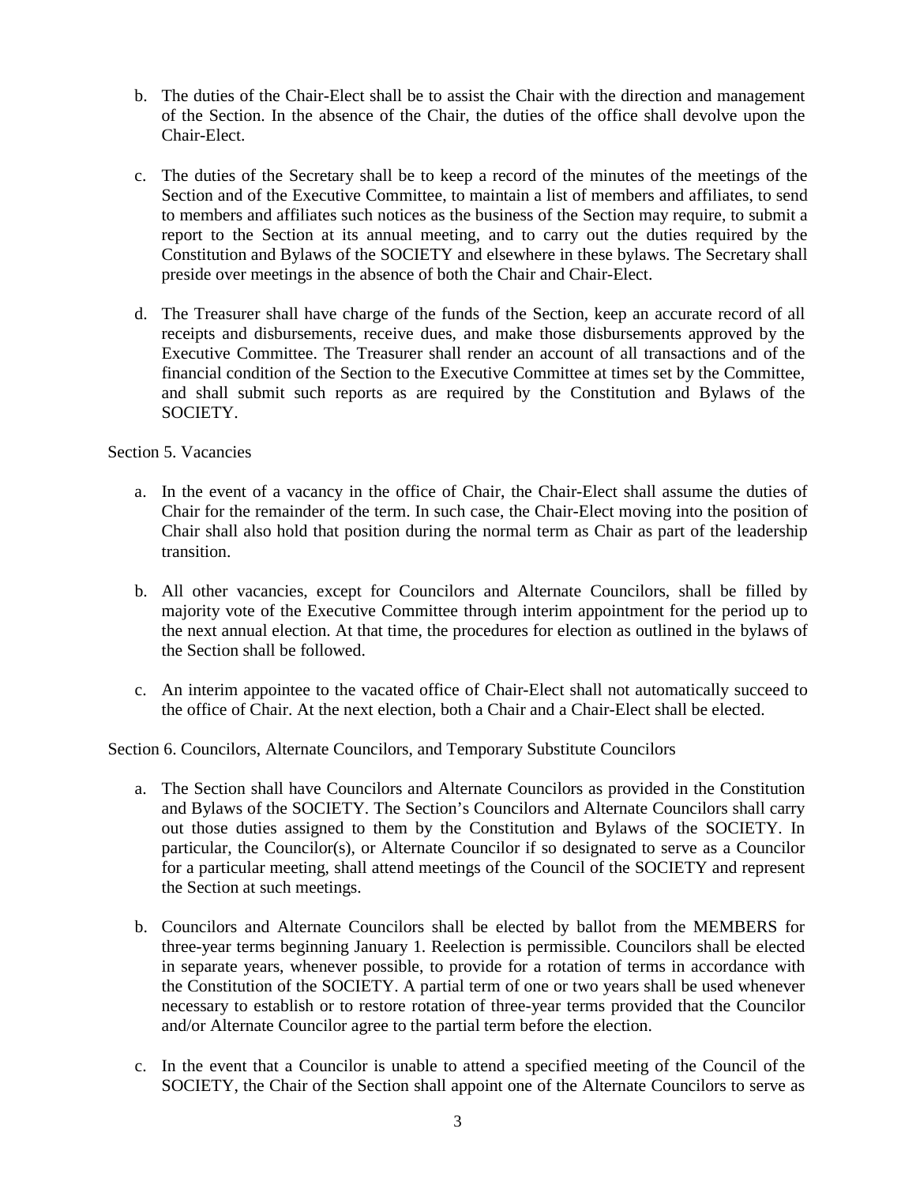b. The duties of the Chair-Elect shall be to assist the Chair with the direction and management of the Section. In the absence of the Chair, the duties of the office shall devolve upon the Chair-Elect.

c. The duties of the Secretary shall be to keep a record of the minutes of the meetings of the Section and of the Executive Committee, to maintain a list of members and affiliates, to send to members and affiliates such notices as the business of the Section may require, to submit a report to the Section at its annual meeting, and to carry out the duties required by the Constitution and Bylaws of the SOCIETY and elsewhere in these bylaws. The Secretary shall preside over meetings in the absence of both the Chair and Chair-Elect.

d. The Treasurer shall have charge of the funds of the Section, keep an accurate record of all receipts and disbursements, receive dues, and make those disbursements approved by the Executive Committee. The Treasurer shall render an account of all transactions and of the financial condition of the Section to the Executive Committee at times set by the Committee, and shall submit such reports as are required by the Constitution and Bylaws of the SOCIETY.

Section 5. Vacancies

a. In the event of a vacancy in the office of Chair, the Chair-Elect shall assume the duties of Chair for the remainder of the term. In such case, the Chair-Elect moving into the position of Chair shall also hold that position during the normal term as Chair as part of the leadership transition.

b. All other vacancies, except for Councilors and Alternate Councilors, shall be filled by majority vote of the Executive Committee through interim appointment for the period up to the next annual election. At that time, the procedures for election as outlined in the bylaws of the Section shall be followed.

c. An interim appointee to the vacated office of Chair-Elect shall not automatically succeed to the office of Chair. At the next election, both a Chair and a Chair-Elect shall be elected.

Section 6. Councilors, Alternate Councilors, and Temporary Substitute Councilors

a. The Section shall have Councilors and Alternate Councilors as provided in the Constitution and Bylaws of the SOCIETY. The Section's Councilors and Alternate Councilors shall carry out those duties assigned to them by the Constitution and Bylaws of the SOCIETY. In particular, the Councilor(s), or Alternate Councilor if so designated to serve as a Councilor for a particular meeting, shall attend meetings of the Council of the SOCIETY and represent the Section at such meetings.

b. Councilors and Alternate Councilors shall be elected by ballot from the MEMBERS for three-year terms beginning January 1. Reelection is permissible. Councilors shall be elected in separate years, whenever possible, to provide for a rotation of terms in accordance with the Constitution of the SOCIETY. A partial term of one or two years shall be used whenever necessary to establish or to restore rotation of three-year terms provided that the Councilor and/or Alternate Councilor agree to the partial term before the election.

c. In the event that a Councilor is unable to attend a specified meeting of the Council of the SOCIETY, the Chair of the Section shall appoint one of the Alternate Councilors to serve as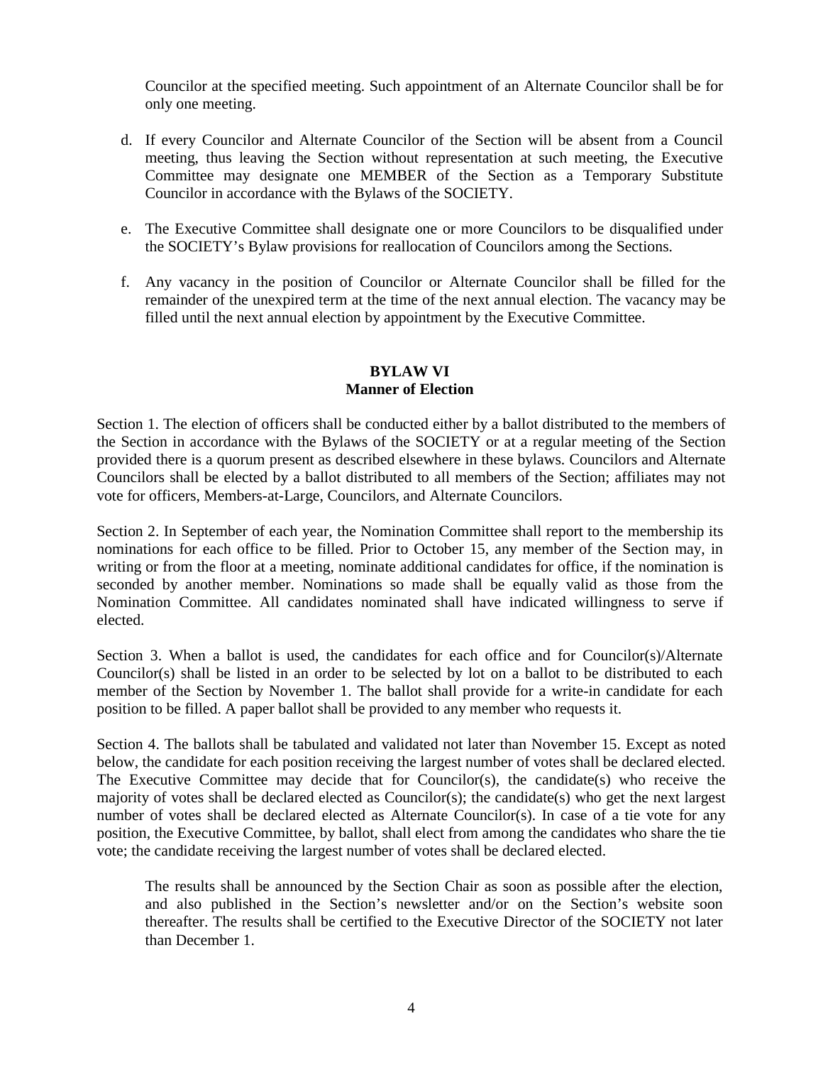Councilor at the specified meeting. Such appointment of an Alternate Councilor shall be for only one meeting.

d. If every Councilor and Alternate Councilor of the Section will be absent from a Council meeting, thus leaving the Section without representation at such meeting, the Executive Committee may designate one MEMBER of the Section as a Temporary Substitute Councilor in accordance with the Bylaws of the SOCIETY.

e. The Executive Committee shall designate one or more Councilors to be disqualified under the SOCIETY's Bylaw provisions for reallocation of Councilors among the Sections.

f. Any vacancy in the position of Councilor or Alternate Councilor shall be filled for the remainder of the unexpired term at the time of the next annual election. The vacancy may be filled until the next annual election by appointment by the Executive Committee.

## BYLAW VI
## Manner of Election

Section 1. The election of officers shall be conducted either by a ballot distributed to the members of the Section in accordance with the Bylaws of the SOCIETY or at a regular meeting of the Section provided there is a quorum present as described elsewhere in these bylaws. Councilors and Alternate Councilors shall be elected by a ballot distributed to all members of the Section; affiliates may not vote for officers, Members-at-Large, Councilors, and Alternate Councilors.

Section 2. In September of each year, the Nomination Committee shall report to the membership its nominations for each office to be filled. Prior to October 15, any member of the Section may, in writing or from the floor at a meeting, nominate additional candidates for office, if the nomination is seconded by another member. Nominations so made shall be equally valid as those from the Nomination Committee. All candidates nominated shall have indicated willingness to serve if elected.

Section 3. When a ballot is used, the candidates for each office and for Councilor(s)/Alternate Councilor(s) shall be listed in an order to be selected by lot on a ballot to be distributed to each member of the Section by November 1. The ballot shall provide for a write-in candidate for each position to be filled. A paper ballot shall be provided to any member who requests it.

Section 4. The ballots shall be tabulated and validated not later than November 15. Except as noted below, the candidate for each position receiving the largest number of votes shall be declared elected. The Executive Committee may decide that for Councilor(s), the candidate(s) who receive the majority of votes shall be declared elected as Councilor(s); the candidate(s) who get the next largest number of votes shall be declared elected as Alternate Councilor(s). In case of a tie vote for any position, the Executive Committee, by ballot, shall elect from among the candidates who share the tie vote; the candidate receiving the largest number of votes shall be declared elected.

The results shall be announced by the Section Chair as soon as possible after the election, and also published in the Section's newsletter and/or on the Section's website soon thereafter. The results shall be certified to the Executive Director of the SOCIETY not later than December 1.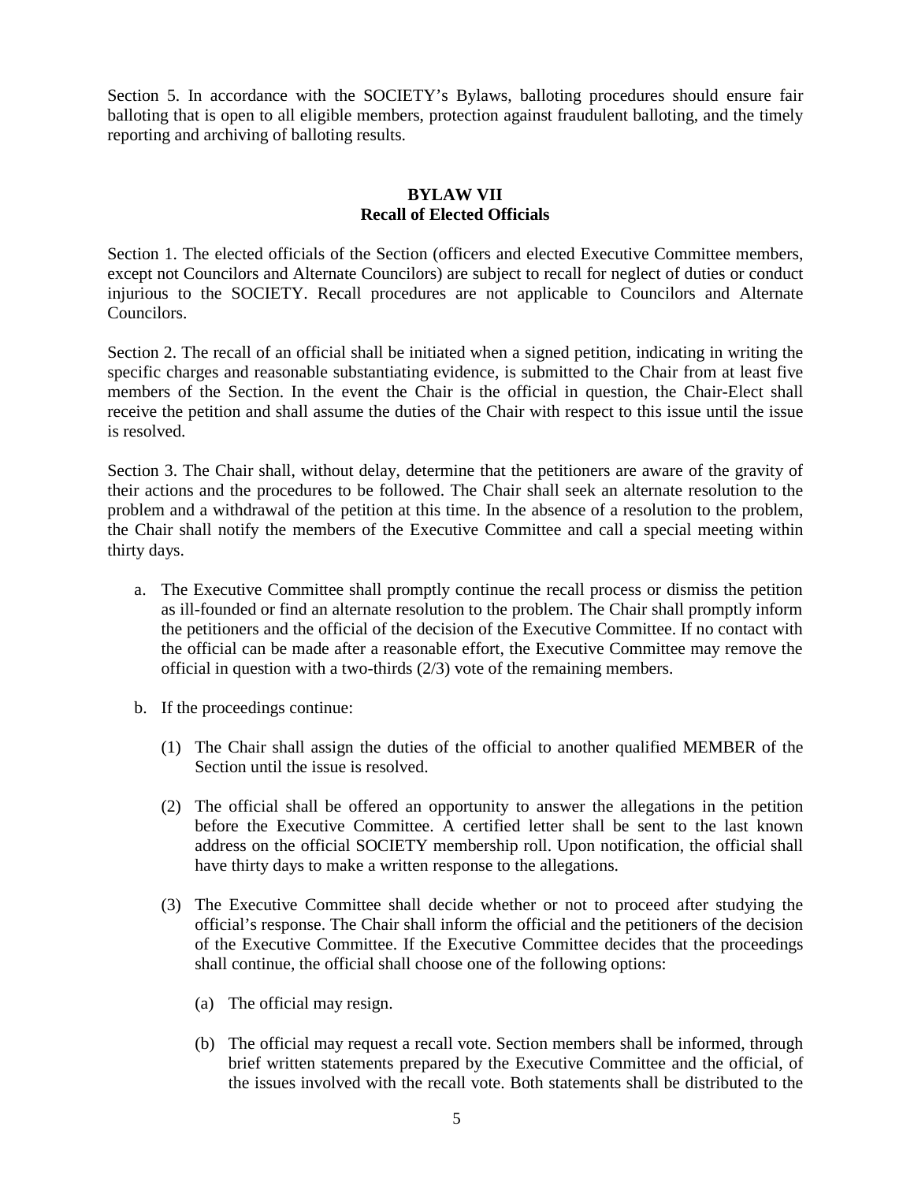Section 5. In accordance with the SOCIETY's Bylaws, balloting procedures should ensure fair balloting that is open to all eligible members, protection against fraudulent balloting, and the timely reporting and archiving of balloting results.

## BYLAW VII
## Recall of Elected Officials

Section 1. The elected officials of the Section (officers and elected Executive Committee members, except not Councilors and Alternate Councilors) are subject to recall for neglect of duties or conduct injurious to the SOCIETY. Recall procedures are not applicable to Councilors and Alternate Councilors.

Section 2. The recall of an official shall be initiated when a signed petition, indicating in writing the specific charges and reasonable substantiating evidence, is submitted to the Chair from at least five members of the Section. In the event the Chair is the official in question, the Chair-Elect shall receive the petition and shall assume the duties of the Chair with respect to this issue until the issue is resolved.

Section 3. The Chair shall, without delay, determine that the petitioners are aware of the gravity of their actions and the procedures to be followed. The Chair shall seek an alternate resolution to the problem and a withdrawal of the petition at this time. In the absence of a resolution to the problem, the Chair shall notify the members of the Executive Committee and call a special meeting within thirty days.

a. The Executive Committee shall promptly continue the recall process or dismiss the petition as ill-founded or find an alternate resolution to the problem. The Chair shall promptly inform the petitioners and the official of the decision of the Executive Committee. If no contact with the official can be made after a reasonable effort, the Executive Committee may remove the official in question with a two-thirds (2/3) vote of the remaining members.

b. If the proceedings continue:

   (1) The Chair shall assign the duties of the official to another qualified MEMBER of the Section until the issue is resolved.

   (2) The official shall be offered an opportunity to answer the allegations in the petition before the Executive Committee. A certified letter shall be sent to the last known address on the official SOCIETY membership roll. Upon notification, the official shall have thirty days to make a written response to the allegations.

   (3) The Executive Committee shall decide whether or not to proceed after studying the official's response. The Chair shall inform the official and the petitioners of the decision of the Executive Committee. If the Executive Committee decides that the proceedings shall continue, the official shall choose one of the following options:

      (a) The official may resign.

      (b) The official may request a recall vote. Section members shall be informed, through brief written statements prepared by the Executive Committee and the official, of the issues involved with the recall vote. Both statements shall be distributed to the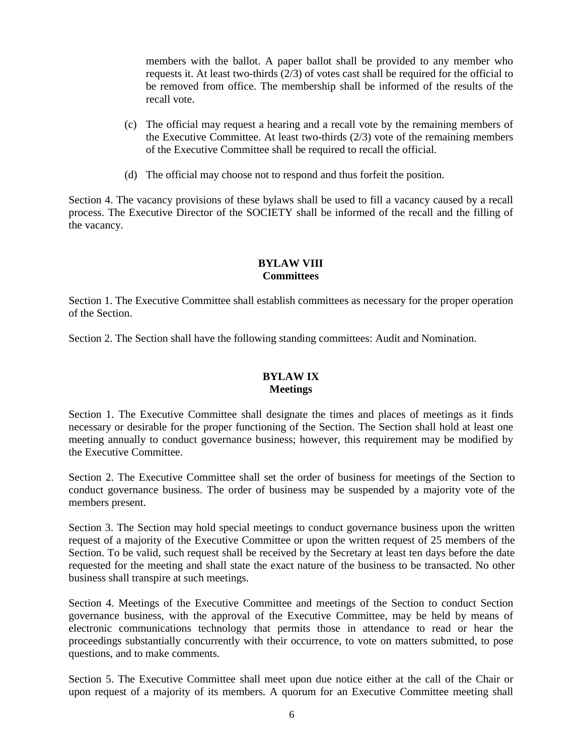members with the ballot. A paper ballot shall be provided to any member who requests it. At least two-thirds (2/3) of votes cast shall be required for the official to be removed from office. The membership shall be informed of the results of the recall vote.

(c) The official may request a hearing and a recall vote by the remaining members of the Executive Committee. At least two-thirds (2/3) vote of the remaining members of the Executive Committee shall be required to recall the official.

(d) The official may choose not to respond and thus forfeit the position.

Section 4. The vacancy provisions of these bylaws shall be used to fill a vacancy caused by a recall process. The Executive Director of the SOCIETY shall be informed of the recall and the filling of the vacancy.

## BYLAW VIII
## Committees

Section 1. The Executive Committee shall establish committees as necessary for the proper operation of the Section.

Section 2. The Section shall have the following standing committees: Audit and Nomination.

## BYLAW IX
## Meetings

Section 1. The Executive Committee shall designate the times and places of meetings as it finds necessary or desirable for the proper functioning of the Section. The Section shall hold at least one meeting annually to conduct governance business; however, this requirement may be modified by the Executive Committee.

Section 2. The Executive Committee shall set the order of business for meetings of the Section to conduct governance business. The order of business may be suspended by a majority vote of the members present.

Section 3. The Section may hold special meetings to conduct governance business upon the written request of a majority of the Executive Committee or upon the written request of 25 members of the Section. To be valid, such request shall be received by the Secretary at least ten days before the date requested for the meeting and shall state the exact nature of the business to be transacted. No other business shall transpire at such meetings.

Section 4. Meetings of the Executive Committee and meetings of the Section to conduct Section governance business, with the approval of the Executive Committee, may be held by means of electronic communications technology that permits those in attendance to read or hear the proceedings substantially concurrently with their occurrence, to vote on matters submitted, to pose questions, and to make comments.

Section 5. The Executive Committee shall meet upon due notice either at the call of the Chair or upon request of a majority of its members. A quorum for an Executive Committee meeting shall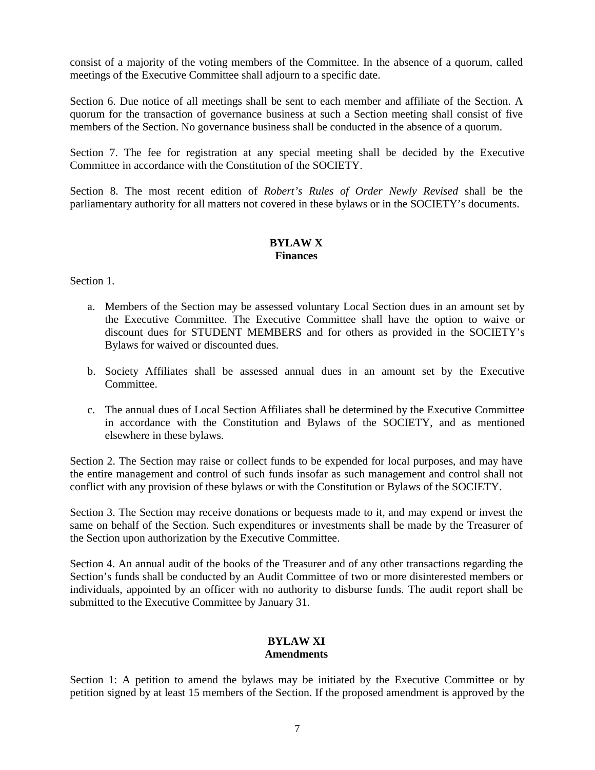consist of a majority of the voting members of the Committee. In the absence of a quorum, called meetings of the Executive Committee shall adjourn to a specific date.

Section 6. Due notice of all meetings shall be sent to each member and affiliate of the Section. A quorum for the transaction of governance business at such a Section meeting shall consist of five members of the Section. No governance business shall be conducted in the absence of a quorum.

Section 7. The fee for registration at any special meeting shall be decided by the Executive Committee in accordance with the Constitution of the SOCIETY.

Section 8. The most recent edition of *Robert's Rules of Order Newly Revised* shall be the parliamentary authority for all matters not covered in these bylaws or in the SOCIETY's documents.

## BYLAW X
## Finances

Section 1.

a. Members of the Section may be assessed voluntary Local Section dues in an amount set by the Executive Committee. The Executive Committee shall have the option to waive or discount dues for STUDENT MEMBERS and for others as provided in the SOCIETY's Bylaws for waived or discounted dues.

b. Society Affiliates shall be assessed annual dues in an amount set by the Executive Committee.

c. The annual dues of Local Section Affiliates shall be determined by the Executive Committee in accordance with the Constitution and Bylaws of the SOCIETY, and as mentioned elsewhere in these bylaws.

Section 2. The Section may raise or collect funds to be expended for local purposes, and may have the entire management and control of such funds insofar as such management and control shall not conflict with any provision of these bylaws or with the Constitution or Bylaws of the SOCIETY.

Section 3. The Section may receive donations or bequests made to it, and may expend or invest the same on behalf of the Section. Such expenditures or investments shall be made by the Treasurer of the Section upon authorization by the Executive Committee.

Section 4. An annual audit of the books of the Treasurer and of any other transactions regarding the Section's funds shall be conducted by an Audit Committee of two or more disinterested members or individuals, appointed by an officer with no authority to disburse funds. The audit report shall be submitted to the Executive Committee by January 31.

## BYLAW XI
## Amendments

Section 1: A petition to amend the bylaws may be initiated by the Executive Committee or by petition signed by at least 15 members of the Section. If the proposed amendment is approved by the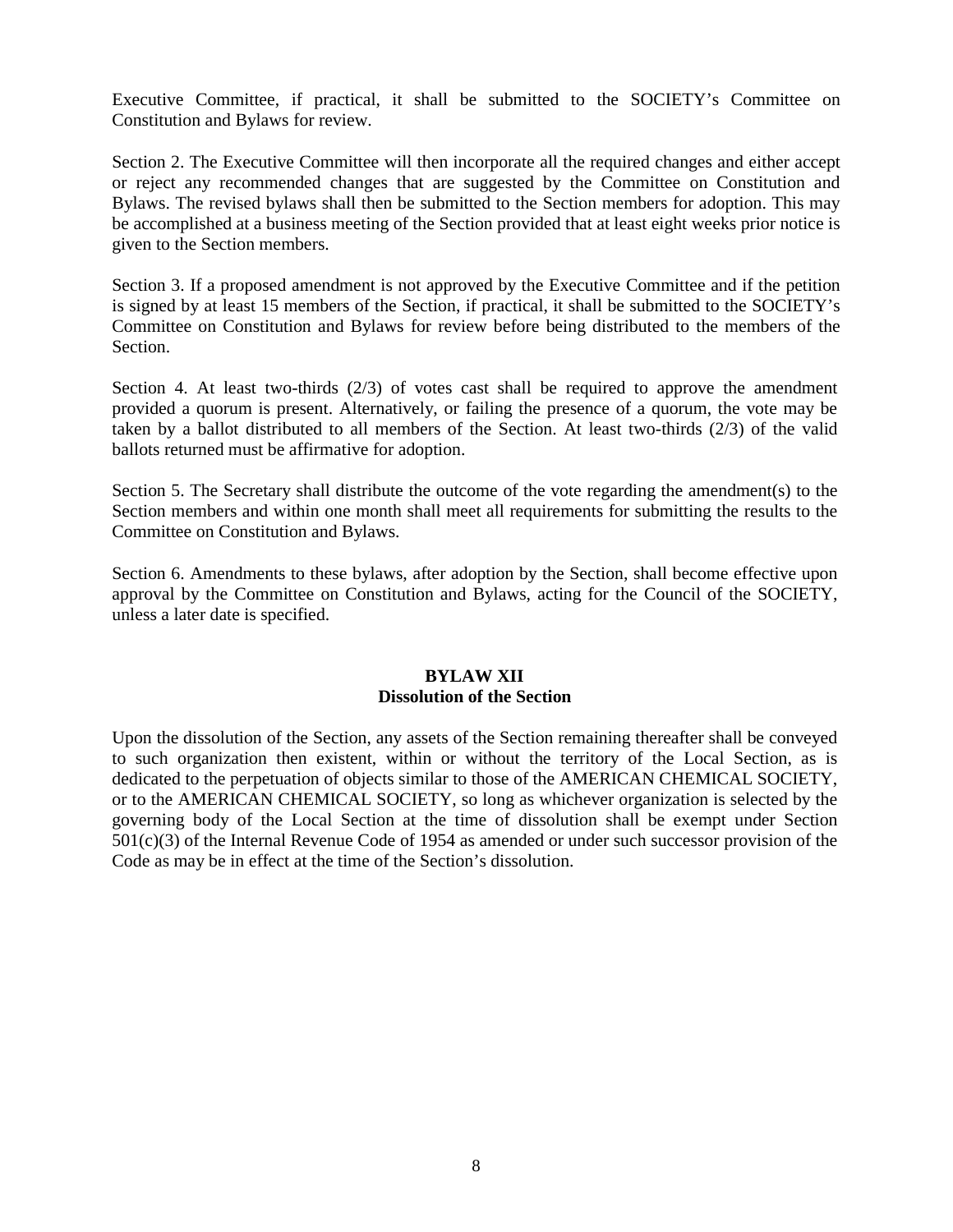Executive Committee, if practical, it shall be submitted to the SOCIETY's Committee on Constitution and Bylaws for review.

Section 2. The Executive Committee will then incorporate all the required changes and either accept or reject any recommended changes that are suggested by the Committee on Constitution and Bylaws. The revised bylaws shall then be submitted to the Section members for adoption. This may be accomplished at a business meeting of the Section provided that at least eight weeks prior notice is given to the Section members.

Section 3. If a proposed amendment is not approved by the Executive Committee and if the petition is signed by at least 15 members of the Section, if practical, it shall be submitted to the SOCIETY's Committee on Constitution and Bylaws for review before being distributed to the members of the Section.

Section 4. At least two-thirds (2/3) of votes cast shall be required to approve the amendment provided a quorum is present. Alternatively, or failing the presence of a quorum, the vote may be taken by a ballot distributed to all members of the Section. At least two-thirds (2/3) of the valid ballots returned must be affirmative for adoption.

Section 5. The Secretary shall distribute the outcome of the vote regarding the amendment(s) to the Section members and within one month shall meet all requirements for submitting the results to the Committee on Constitution and Bylaws.

Section 6. Amendments to these bylaws, after adoption by the Section, shall become effective upon approval by the Committee on Constitution and Bylaws, acting for the Council of the SOCIETY, unless a later date is specified.

## BYLAW XII
## Dissolution of the Section

Upon the dissolution of the Section, any assets of the Section remaining thereafter shall be conveyed to such organization then existent, within or without the territory of the Local Section, as is dedicated to the perpetuation of objects similar to those of the AMERICAN CHEMICAL SOCIETY, or to the AMERICAN CHEMICAL SOCIETY, so long as whichever organization is selected by the governing body of the Local Section at the time of dissolution shall be exempt under Section 501(c)(3) of the Internal Revenue Code of 1954 as amended or under such successor provision of the Code as may be in effect at the time of the Section's dissolution.